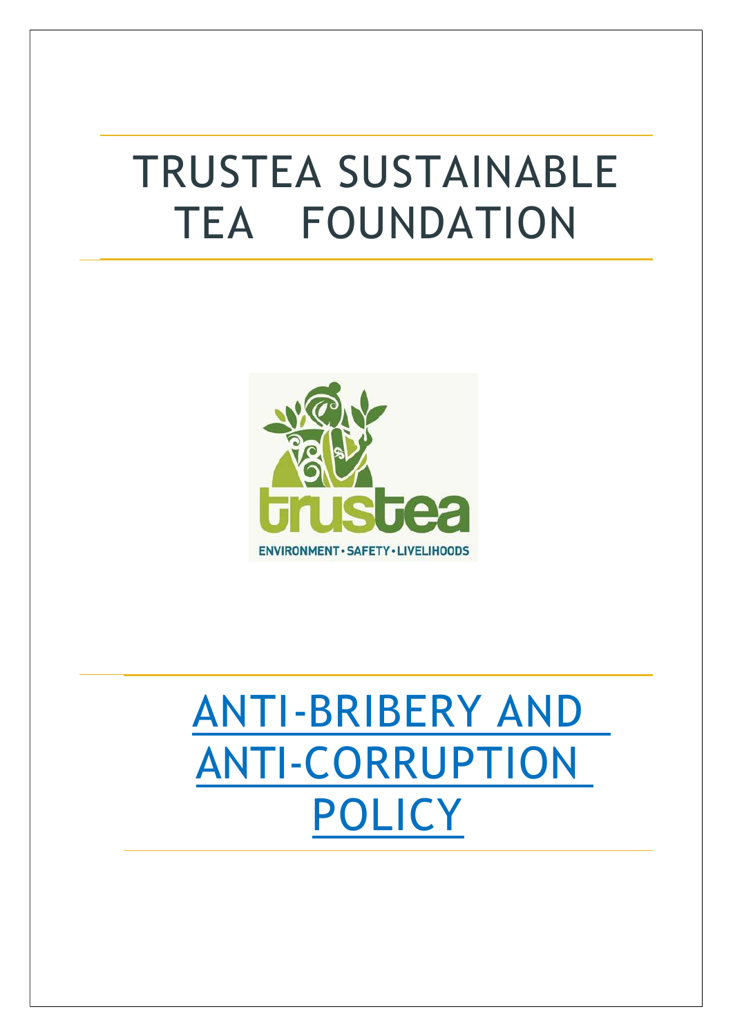# TRUSTEA SUSTAINABLE TEA FOUNDATION

# ANTI-BRIBERY AND ANTI-CORRUPTION POLICY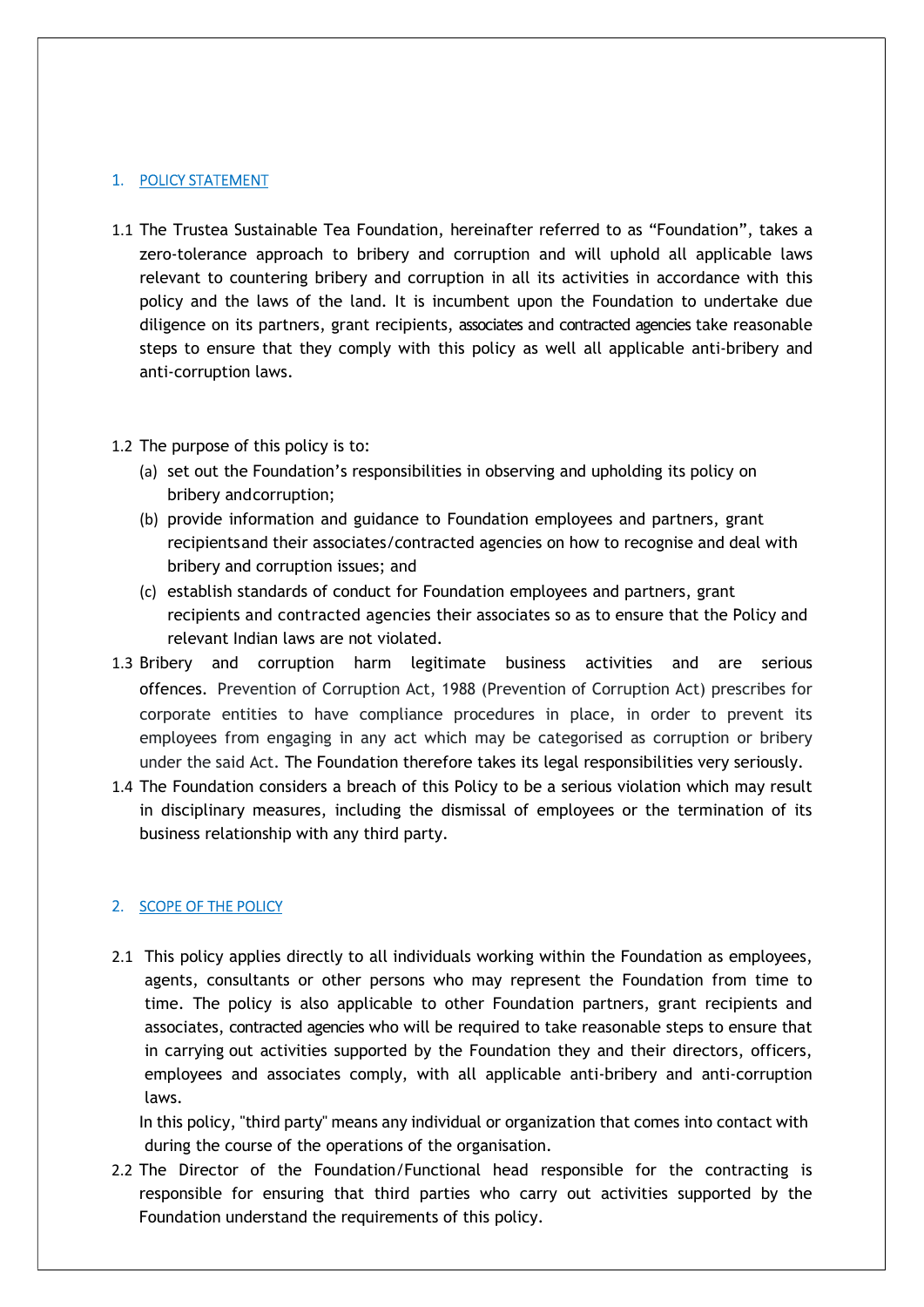## 1. POLICY STATEMENT

1.1 The Trustea Sustainable Tea Foundation, hereinafter referred to as "Foundation", takes a zero-tolerance approach to bribery and corruption and will uphold all applicable laws relevant to countering bribery and corruption in all its activities in accordance with this policy and the laws of the land. It is incumbent upon the Foundation to undertake due diligence on its partners, grant recipients, associates and contracted agencies take reasonable steps to ensure that they comply with this policy as well all applicable anti-bribery and anti-corruption laws.

1.2 The purpose of this policy is to:

(a) set out the Foundation's responsibilities in observing and upholding its policy on bribery andcorruption;

(b) provide information and guidance to Foundation employees and partners, grant recipientsand their associates/contracted agencies on how to recognise and deal with bribery and corruption issues; and

(c) establish standards of conduct for Foundation employees and partners, grant recipients and contracted agencies their associates so as to ensure that the Policy and relevant Indian laws are not violated.

1.3 Bribery and corruption harm legitimate business activities and are serious offences. Prevention of Corruption Act, 1988 (Prevention of Corruption Act) prescribes for corporate entities to have compliance procedures in place, in order to prevent its employees from engaging in any act which may be categorised as corruption or bribery under the said Act. The Foundation therefore takes its legal responsibilities very seriously.

1.4 The Foundation considers a breach of this Policy to be a serious violation which may result in disciplinary measures, including the dismissal of employees or the termination of its business relationship with any third party.

## 2. SCOPE OF THE POLICY

2.1 This policy applies directly to all individuals working within the Foundation as employees, agents, consultants or other persons who may represent the Foundation from time to time. The policy is also applicable to other Foundation partners, grant recipients and associates, contracted agencies who will be required to take reasonable steps to ensure that in carrying out activities supported by the Foundation they and their directors, officers, employees and associates comply, with all applicable anti-bribery and anti-corruption laws.

In this policy, "third party" means any individual or organization that comes into contact with during the course of the operations of the organisation.

2.2 The Director of the Foundation/Functional head responsible for the contracting is responsible for ensuring that third parties who carry out activities supported by the Foundation understand the requirements of this policy.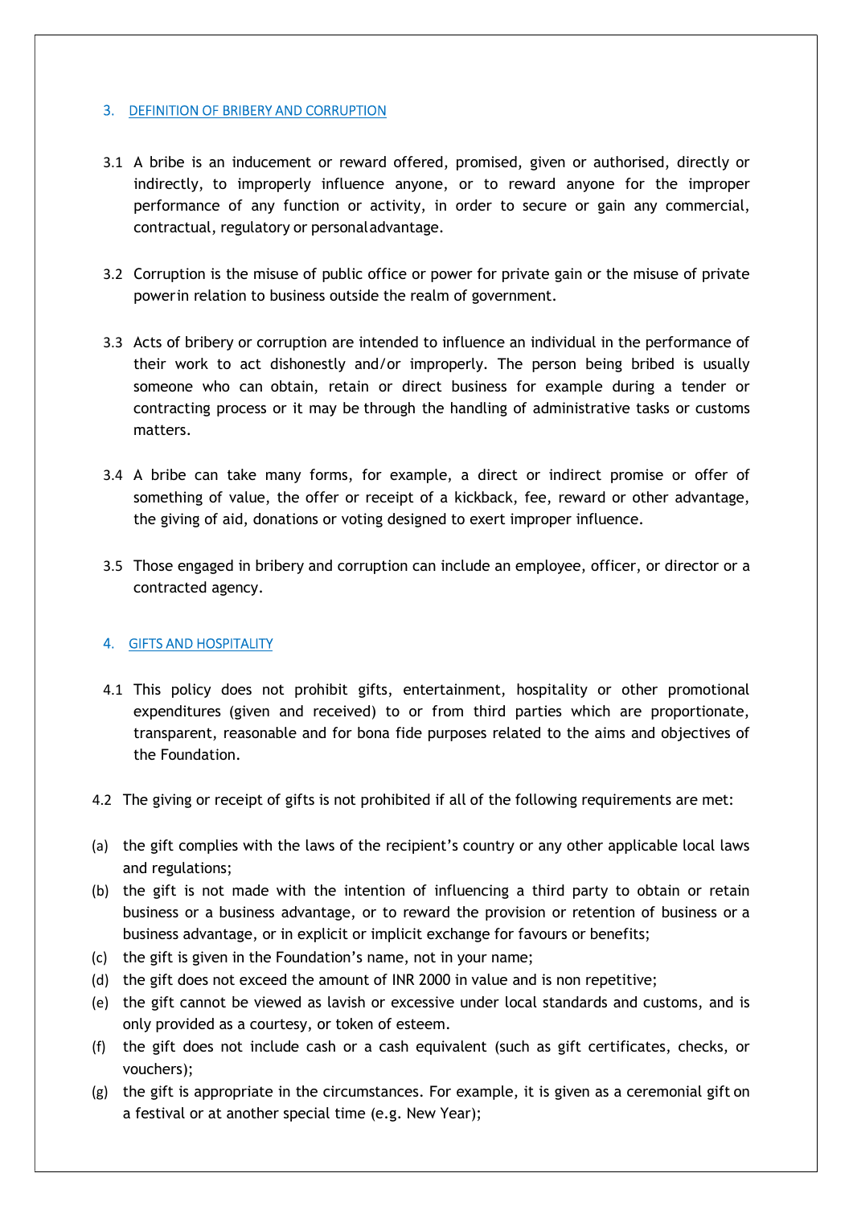## 3. DEFINITION OF BRIBERY AND CORRUPTION

3.1 A bribe is an inducement or reward offered, promised, given or authorised, directly or indirectly, to improperly influence anyone, or to reward anyone for the improper performance of any function or activity, in order to secure or gain any commercial, contractual, regulatory or personal advantage.

3.2 Corruption is the misuse of public office or power for private gain or the misuse of private power in relation to business outside the realm of government.

3.3 Acts of bribery or corruption are intended to influence an individual in the performance of their work to act dishonestly and/or improperly. The person being bribed is usually someone who can obtain, retain or direct business for example during a tender or contracting process or it may be through the handling of administrative tasks or customs matters.

3.4 A bribe can take many forms, for example, a direct or indirect promise or offer of something of value, the offer or receipt of a kickback, fee, reward or other advantage, the giving of aid, donations or voting designed to exert improper influence.

3.5 Those engaged in bribery and corruption can include an employee, officer, or director or a contracted agency.

## 4. GIFTS AND HOSPITALITY

4.1 This policy does not prohibit gifts, entertainment, hospitality or other promotional expenditures (given and received) to or from third parties which are proportionate, transparent, reasonable and for bona fide purposes related to the aims and objectives of the Foundation.

4.2 The giving or receipt of gifts is not prohibited if all of the following requirements are met:

(a) the gift complies with the laws of the recipient's country or any other applicable local laws and regulations;

(b) the gift is not made with the intention of influencing a third party to obtain or retain business or a business advantage, or to reward the provision or retention of business or a business advantage, or in explicit or implicit exchange for favours or benefits;

(c) the gift is given in the Foundation's name, not in your name;

(d) the gift does not exceed the amount of INR 2000 in value and is non repetitive;

(e) the gift cannot be viewed as lavish or excessive under local standards and customs, and is only provided as a courtesy, or token of esteem.

(f) the gift does not include cash or a cash equivalent (such as gift certificates, checks, or vouchers);

(g) the gift is appropriate in the circumstances. For example, it is given as a ceremonial gift on a festival or at another special time (e.g. New Year);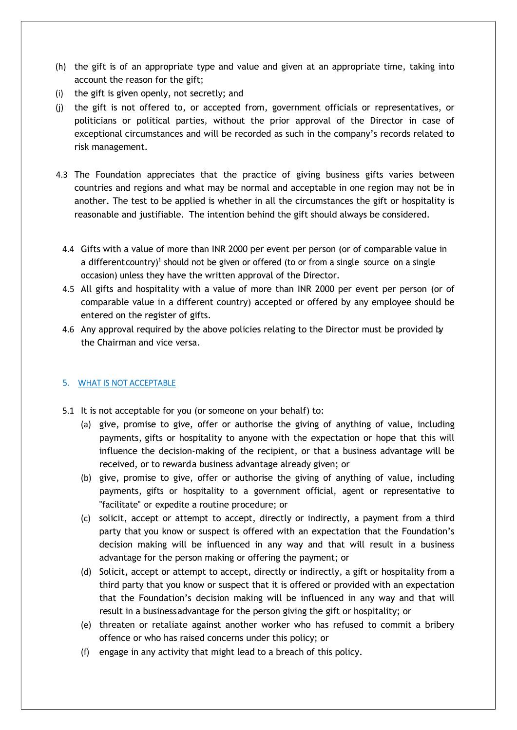(h) the gift is of an appropriate type and value and given at an appropriate time, taking into account the reason for the gift;

(i) the gift is given openly, not secretly; and

(j) the gift is not offered to, or accepted from, government officials or representatives, or politicians or political parties, without the prior approval of the Director in case of exceptional circumstances and will be recorded as such in the company's records related to risk management.

4.3 The Foundation appreciates that the practice of giving business gifts varies between countries and regions and what may be normal and acceptable in one region may not be in another. The test to be applied is whether in all the circumstances the gift or hospitality is reasonable and justifiable. The intention behind the gift should always be considered.

4.4 Gifts with a value of more than INR 2000 per event per person (or of comparable value in a different country)[1] should not be given or offered (to or from a single source on a single occasion) unless they have the written approval of the Director.

4.5 All gifts and hospitality with a value of more than INR 2000 per event per person (or of comparable value in a different country) accepted or offered by any employee should be entered on the register of gifts.

4.6 Any approval required by the above policies relating to the Director must be provided by the Chairman and vice versa.

## 5. WHAT IS NOT ACCEPTABLE

5.1 It is not acceptable for you (or someone on your behalf) to:

(a) give, promise to give, offer or authorise the giving of anything of value, including payments, gifts or hospitality to anyone with the expectation or hope that this will influence the decision-making of the recipient, or that a business advantage will be received, or to reward a business advantage already given; or

(b) give, promise to give, offer or authorise the giving of anything of value, including payments, gifts or hospitality to a government official, agent or representative to "facilitate" or expedite a routine procedure; or

(c) solicit, accept or attempt to accept, directly or indirectly, a payment from a third party that you know or suspect is offered with an expectation that the Foundation's decision making will be influenced in any way and that will result in a business advantage for the person making or offering the payment; or

(d) Solicit, accept or attempt to accept, directly or indirectly, a gift or hospitality from a third party that you know or suspect that it is offered or provided with an expectation that the Foundation's decision making will be influenced in any way and that will result in a business advantage for the person giving the gift or hospitality; or

(e) threaten or retaliate against another worker who has refused to commit a bribery offence or who has raised concerns under this policy; or

(f) engage in any activity that might lead to a breach of this policy.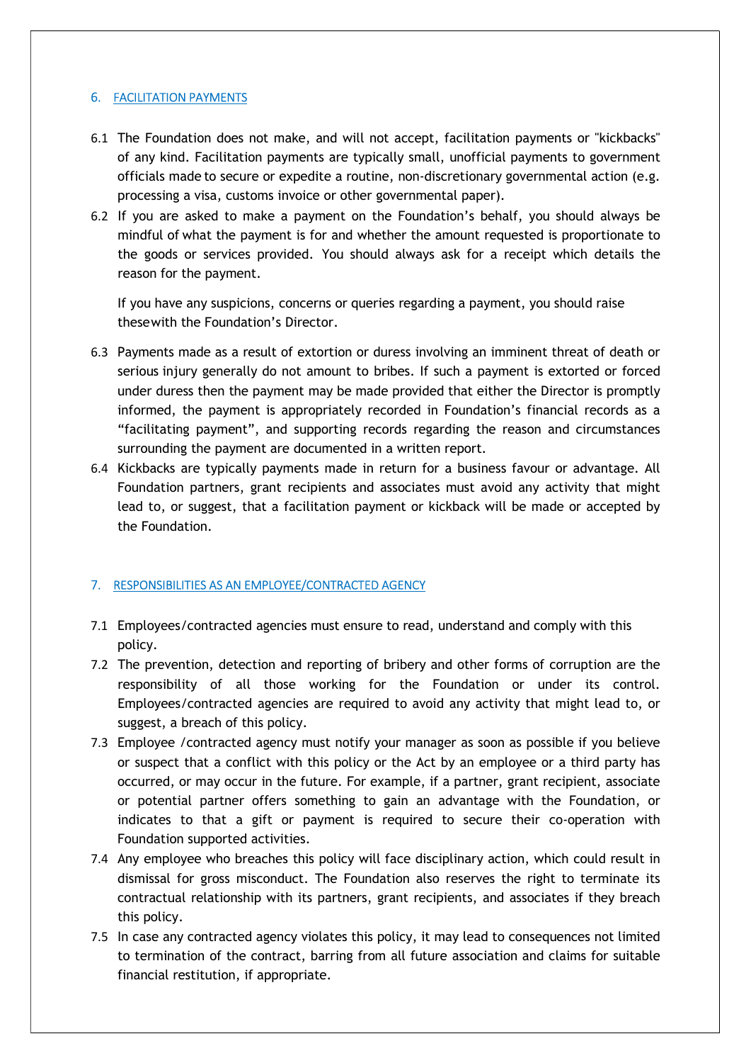## 6. FACILITATION PAYMENTS

6.1 The Foundation does not make, and will not accept, facilitation payments or "kickbacks" of any kind. Facilitation payments are typically small, unofficial payments to government officials made to secure or expedite a routine, non-discretionary governmental action (e.g. processing a visa, customs invoice or other governmental paper).

6.2 If you are asked to make a payment on the Foundation's behalf, you should always be mindful of what the payment is for and whether the amount requested is proportionate to the goods or services provided. You should always ask for a receipt which details the reason for the payment.

If you have any suspicions, concerns or queries regarding a payment, you should raise thesewith the Foundation's Director.

6.3 Payments made as a result of extortion or duress involving an imminent threat of death or serious injury generally do not amount to bribes. If such a payment is extorted or forced under duress then the payment may be made provided that either the Director is promptly informed, the payment is appropriately recorded in Foundation's financial records as a "facilitating payment", and supporting records regarding the reason and circumstances surrounding the payment are documented in a written report.

6.4 Kickbacks are typically payments made in return for a business favour or advantage. All Foundation partners, grant recipients and associates must avoid any activity that might lead to, or suggest, that a facilitation payment or kickback will be made or accepted by the Foundation.

## 7. RESPONSIBILITIES AS AN EMPLOYEE/CONTRACTED AGENCY

7.1 Employees/contracted agencies must ensure to read, understand and comply with this policy.

7.2 The prevention, detection and reporting of bribery and other forms of corruption are the responsibility of all those working for the Foundation or under its control. Employees/contracted agencies are required to avoid any activity that might lead to, or suggest, a breach of this policy.

7.3 Employee /contracted agency must notify your manager as soon as possible if you believe or suspect that a conflict with this policy or the Act by an employee or a third party has occurred, or may occur in the future. For example, if a partner, grant recipient, associate or potential partner offers something to gain an advantage with the Foundation, or indicates to that a gift or payment is required to secure their co-operation with Foundation supported activities.

7.4 Any employee who breaches this policy will face disciplinary action, which could result in dismissal for gross misconduct. The Foundation also reserves the right to terminate its contractual relationship with its partners, grant recipients, and associates if they breach this policy.

7.5 In case any contracted agency violates this policy, it may lead to consequences not limited to termination of the contract, barring from all future association and claims for suitable financial restitution, if appropriate.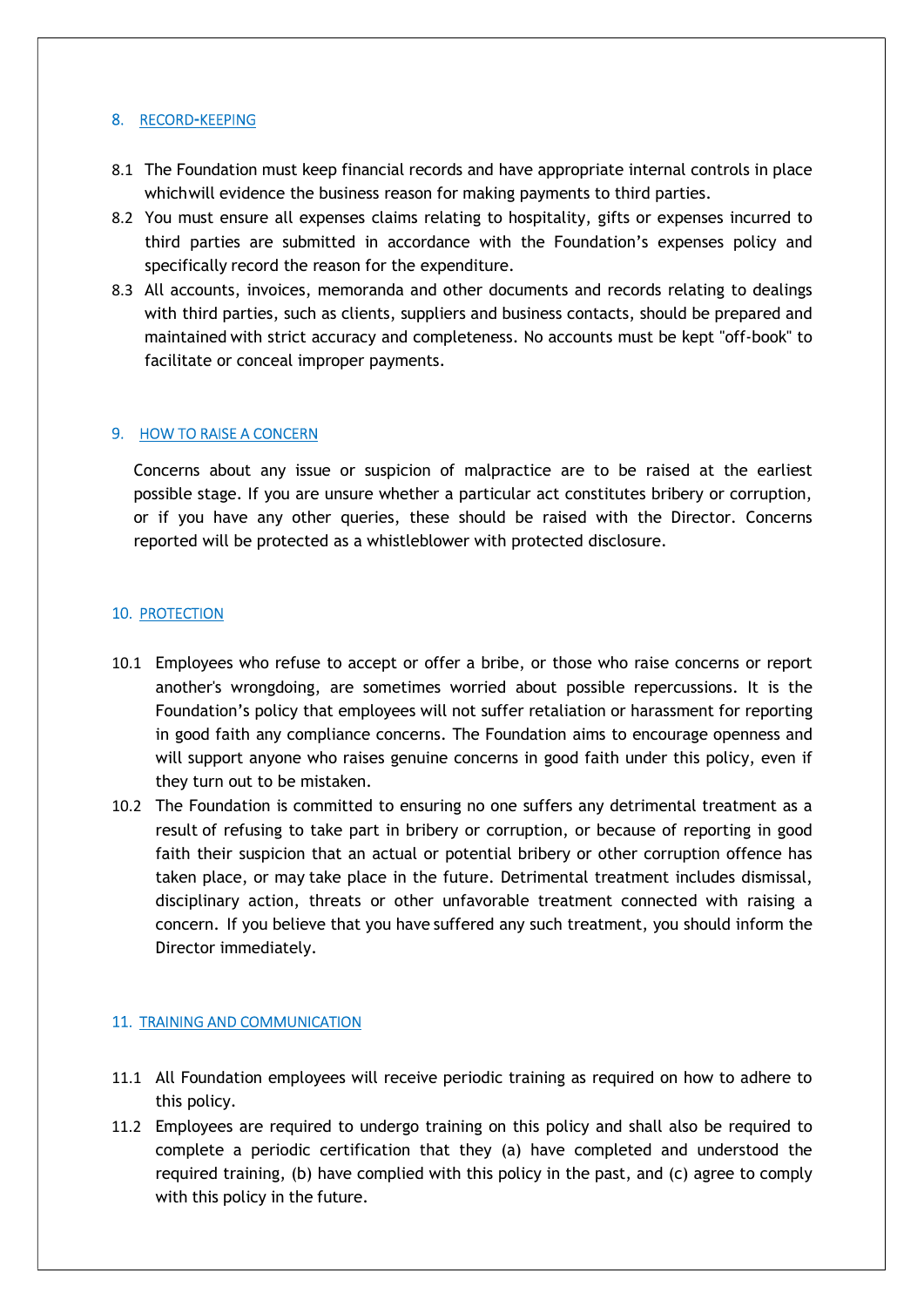## 8. RECORD-KEEPING

8.1 The Foundation must keep financial records and have appropriate internal controls in place whichwill evidence the business reason for making payments to third parties.

8.2 You must ensure all expenses claims relating to hospitality, gifts or expenses incurred to third parties are submitted in accordance with the Foundation's expenses policy and specifically record the reason for the expenditure.

8.3 All accounts, invoices, memoranda and other documents and records relating to dealings with third parties, such as clients, suppliers and business contacts, should be prepared and maintained with strict accuracy and completeness. No accounts must be kept "off-book" to facilitate or conceal improper payments.

## 9. HOW TO RAISE A CONCERN

Concerns about any issue or suspicion of malpractice are to be raised at the earliest possible stage. If you are unsure whether a particular act constitutes bribery or corruption, or if you have any other queries, these should be raised with the Director. Concerns reported will be protected as a whistleblower with protected disclosure.

## 10. PROTECTION

10.1 Employees who refuse to accept or offer a bribe, or those who raise concerns or report another's wrongdoing, are sometimes worried about possible repercussions. It is the Foundation's policy that employees will not suffer retaliation or harassment for reporting in good faith any compliance concerns. The Foundation aims to encourage openness and will support anyone who raises genuine concerns in good faith under this policy, even if they turn out to be mistaken.

10.2 The Foundation is committed to ensuring no one suffers any detrimental treatment as a result of refusing to take part in bribery or corruption, or because of reporting in good faith their suspicion that an actual or potential bribery or other corruption offence has taken place, or may take place in the future. Detrimental treatment includes dismissal, disciplinary action, threats or other unfavorable treatment connected with raising a concern. If you believe that you have suffered any such treatment, you should inform the Director immediately.

## 11. TRAINING AND COMMUNICATION

11.1 All Foundation employees will receive periodic training as required on how to adhere to this policy.

11.2 Employees are required to undergo training on this policy and shall also be required to complete a periodic certification that they (a) have completed and understood the required training, (b) have complied with this policy in the past, and (c) agree to comply with this policy in the future.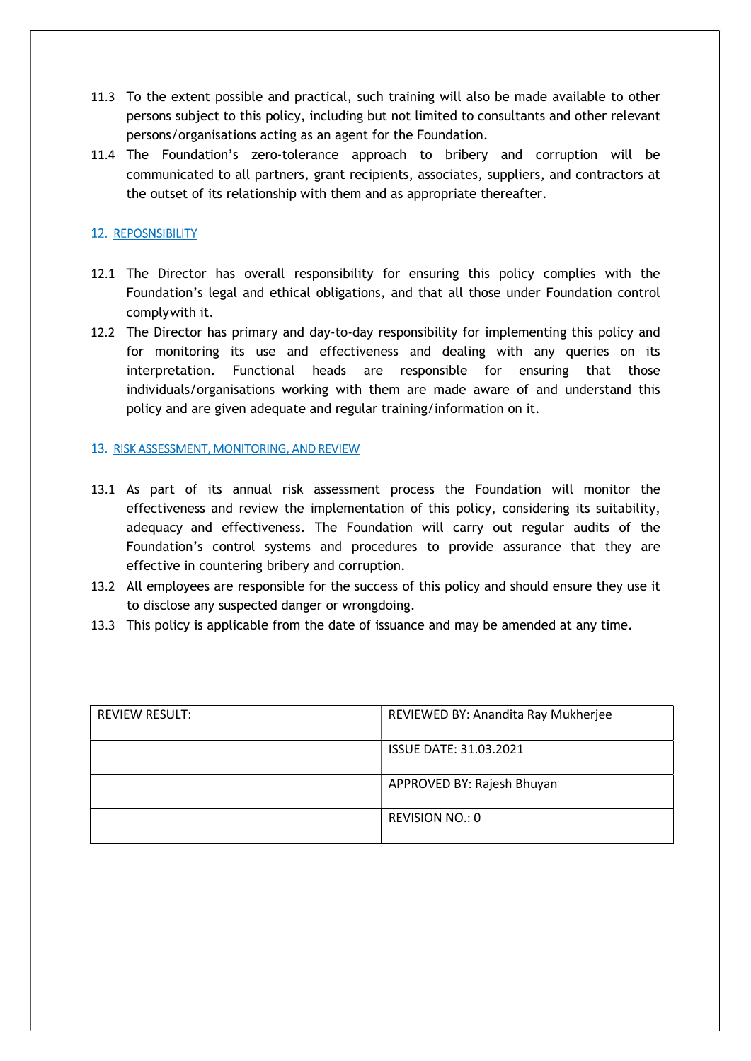11.3 To the extent possible and practical, such training will also be made available to other persons subject to this policy, including but not limited to consultants and other relevant persons/organisations acting as an agent for the Foundation.

11.4 The Foundation's zero-tolerance approach to bribery and corruption will be communicated to all partners, grant recipients, associates, suppliers, and contractors at the outset of its relationship with them and as appropriate thereafter.

## 12. REPOSNSIBILITY

12.1 The Director has overall responsibility for ensuring this policy complies with the Foundation's legal and ethical obligations, and that all those under Foundation control complywith it.

12.2 The Director has primary and day-to-day responsibility for implementing this policy and for monitoring its use and effectiveness and dealing with any queries on its interpretation. Functional heads are responsible for ensuring that those individuals/organisations working with them are made aware of and understand this policy and are given adequate and regular training/information on it.

## 13. RISK ASSESSMENT, MONITORING, AND REVIEW

13.1 As part of its annual risk assessment process the Foundation will monitor the effectiveness and review the implementation of this policy, considering its suitability, adequacy and effectiveness. The Foundation will carry out regular audits of the Foundation's control systems and procedures to provide assurance that they are effective in countering bribery and corruption.

13.2 All employees are responsible for the success of this policy and should ensure they use it to disclose any suspected danger or wrongdoing.

13.3 This policy is applicable from the date of issuance and may be amended at any time.

| | |
|---|---|
| REVIEW RESULT: | REVIEWED BY: Anandita Ray Mukherjee |
| | ISSUE DATE: 31.03.2021 |
| | APPROVED BY: Rajesh Bhuyan |
| | REVISION NO.: 0 |